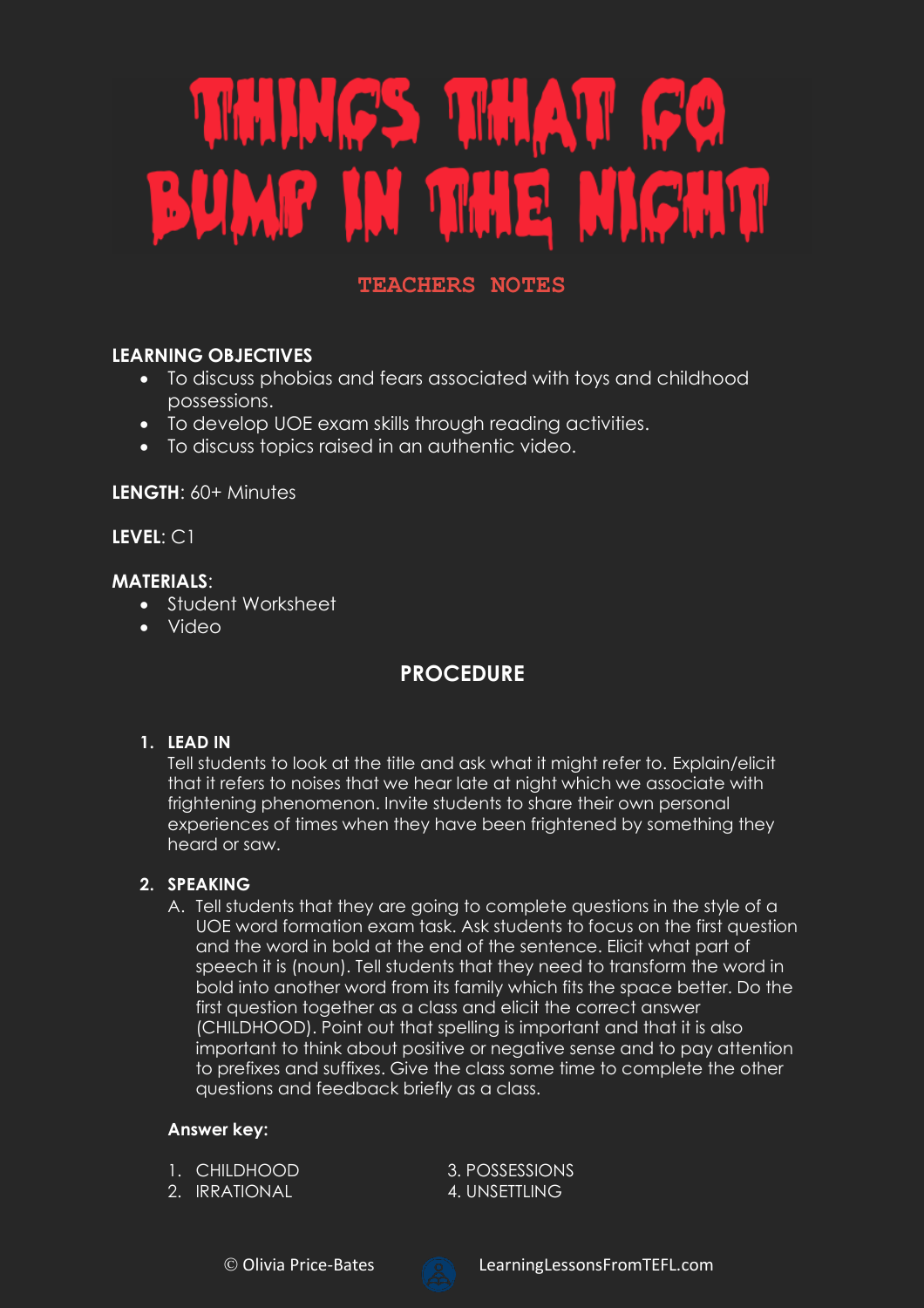# THINGS THAT GO BUMP IN THE NIGHT

## TEACHERS NOTES

**LEARNING OBJECTIVES**

- To discuss phobias and fears associated with toys and childhood possessions.
- To develop UOE exam skills through reading activities.
- To discuss topics raised in an authentic video.

**LENGTH**: 60+ Minutes

**LEVEL**: C1

**MATERIALS**:

- Student Worksheet
- Video

## PROCEDURE

1. **LEAD IN**

   Tell students to look at the title and ask what it might refer to. Explain/elicit that it refers to noises that we hear late at night which we associate with frightening phenomenon. Invite students to share their own personal experiences of times when they have been frightened by something they heard or saw.

2. **SPEAKING**

   A. Tell students that they are going to complete questions in the style of a UOE word formation exam task. Ask students to focus on the first question and the word in bold at the end of the sentence. Elicit what part of speech it is (noun). Tell students that they need to transform the word in bold into another word from its family which fits the space better. Do the first question together as a class and elicit the correct answer (CHILDHOOD). Point out that spelling is important and that it is also important to think about positive or negative sense and to pay attention to prefixes and suffixes. Give the class some time to complete the other questions and feedback briefly as a class.

   **Answer key:**

   1. CHILDHOOD
   2. IRRATIONAL
   3. POSSESSIONS
   4. UNSETTLING

© Olivia Price-Bates LearningLessonsFromTEFL.com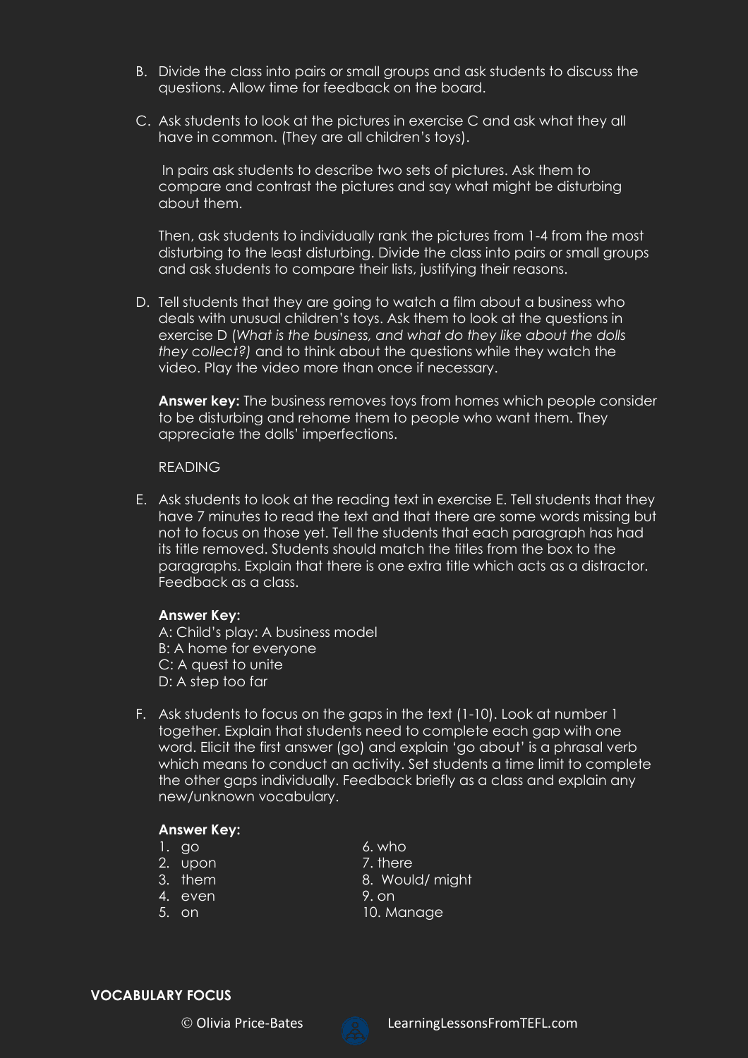B. Divide the class into pairs or small groups and ask students to discuss the questions. Allow time for feedback on the board.

C. Ask students to look at the pictures in exercise C and ask what they all have in common. (They are all children's toys).

In pairs ask students to describe two sets of pictures. Ask them to compare and contrast the pictures and say what might be disturbing about them.

Then, ask students to individually rank the pictures from 1-4 from the most disturbing to the least disturbing. Divide the class into pairs or small groups and ask students to compare their lists, justifying their reasons.

D. Tell students that they are going to watch a film about a business who deals with unusual children's toys. Ask them to look at the questions in exercise D (*What is the business, and what do they like about the dolls they collect?*) and to think about the questions while they watch the video. Play the video more than once if necessary.

**Answer key:** The business removes toys from homes which people consider to be disturbing and rehome them to people who want them. They appreciate the dolls' imperfections.

READING

E. Ask students to look at the reading text in exercise E. Tell students that they have 7 minutes to read the text and that there are some words missing but not to focus on those yet. Tell the students that each paragraph has had its title removed. Students should match the titles from the box to the paragraphs. Explain that there is one extra title which acts as a distractor. Feedback as a class.

**Answer Key:**
A: Child's play: A business model
B: A home for everyone
C: A quest to unite
D: A step too far

F. Ask students to focus on the gaps in the text (1-10). Look at number 1 together. Explain that students need to complete each gap with one word. Elicit the first answer (go) and explain 'go about' is a phrasal verb which means to conduct an activity. Set students a time limit to complete the other gaps individually. Feedback briefly as a class and explain any new/unknown vocabulary.

**Answer Key:**

1. go
2. upon
3. them
4. even
5. on
6. who
7. there
8. Would/ might
9. on
10. Manage

**VOCABULARY FOCUS**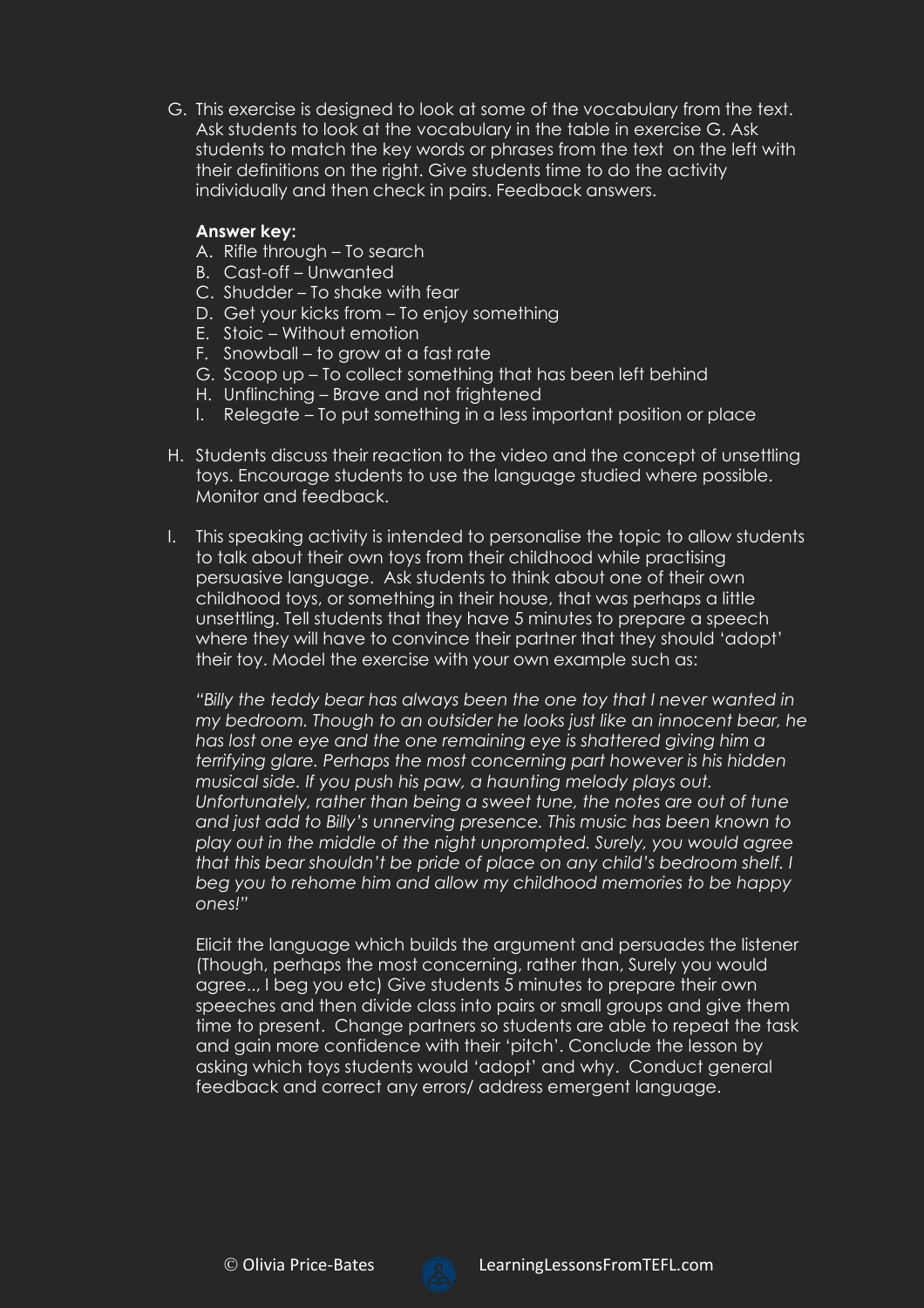G. This exercise is designed to look at some of the vocabulary from the text. Ask students to look at the vocabulary in the table in exercise G. Ask students to match the key words or phrases from the text on the left with their definitions on the right. Give students time to do the activity individually and then check in pairs. Feedback answers.

   **Answer key:**

   A. Rifle through – To search
   B. Cast-off – Unwanted
   C. Shudder – To shake with fear
   D. Get your kicks from – To enjoy something
   E. Stoic – Without emotion
   F. Snowball – to grow at a fast rate
   G. Scoop up – To collect something that has been left behind
   H. Unflinching – Brave and not frightened
   I. Relegate – To put something in a less important position or place

H. Students discuss their reaction to the video and the concept of unsettling toys. Encourage students to use the language studied where possible. Monitor and feedback.

I. This speaking activity is intended to personalise the topic to allow students to talk about their own toys from their childhood while practising persuasive language. Ask students to think about one of their own childhood toys, or something in their house, that was perhaps a little unsettling. Tell students that they have 5 minutes to prepare a speech where they will have to convince their partner that they should 'adopt' their toy. Model the exercise with your own example such as:

   *"Billy the teddy bear has always been the one toy that I never wanted in my bedroom. Though to an outsider he looks just like an innocent bear, he has lost one eye and the one remaining eye is shattered giving him a terrifying glare. Perhaps the most concerning part however is his hidden musical side. If you push his paw, a haunting melody plays out. Unfortunately, rather than being a sweet tune, the notes are out of tune and just add to Billy's unnerving presence. This music has been known to play out in the middle of the night unprompted. Surely, you would agree that this bear shouldn't be pride of place on any child's bedroom shelf. I beg you to rehome him and allow my childhood memories to be happy ones!"*

   Elicit the language which builds the argument and persuades the listener (Though, perhaps the most concerning, rather than, Surely you would agree.., I beg you etc) Give students 5 minutes to prepare their own speeches and then divide class into pairs or small groups and give them time to present. Change partners so students are able to repeat the task and gain more confidence with their 'pitch'. Conclude the lesson by asking which toys students would 'adopt' and why. Conduct general feedback and correct any errors/ address emergent language.

© Olivia Price-Bates LearningLessonsFromTEFL.com